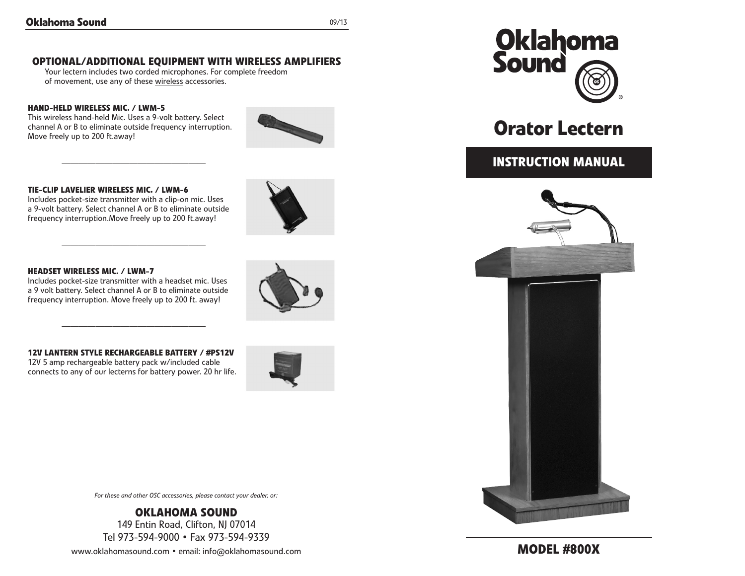## OPTIONAL/ADDITIONAL EQUIPMENT WITH WIRELESS AMPLIFIERS

Your lectern includes two corded microphones. For complete freedom of movement, use any of these wireless accessories.

### HAND-HELD WIRELESS MIC. / LWM-5

This wireless hand-held Mic. Uses a 9-volt battery. Select channel A or B to eliminate outside frequency interruption. Move freely up to 200 ft.away!

### TIE-CLIP LAVELIER WIRELESS MIC. / LWM-6

Includes pocket-size transmitter with a clip-on mic. Uses a 9-volt battery. Select channel A or B to eliminate outside frequency interruption.Move freely up to 200 ft.away!

### HEADSET WIRELESS MIC. / LWM-7

Includes pocket-size transmitter with a headset mic. Uses a 9 volt battery. Select channel A or B to eliminate outside frequency interruption. Move freely up to 200 ft. away!

### 12V LANTERN STYLE RECHARGEABLE BATTERY / #PS12V

12V 5 amp rechargeable battery pack w/included cable connects to any of our lecterns for battery power. 20 hr life.

*For these and other OSC accessories, please contact your dealer, or:*

**OKLAHOMA SOUND**

149 Entin Road, Clifton, NJ 07014

Tel 973-594-9000 • Fax 973-594-9339

www.oklahomasound.com • email: info@oklahomasound.com

# Oklahoma Sound

# Orator Lectern

## INSTRUCTION MANUAL

## MODEL #800X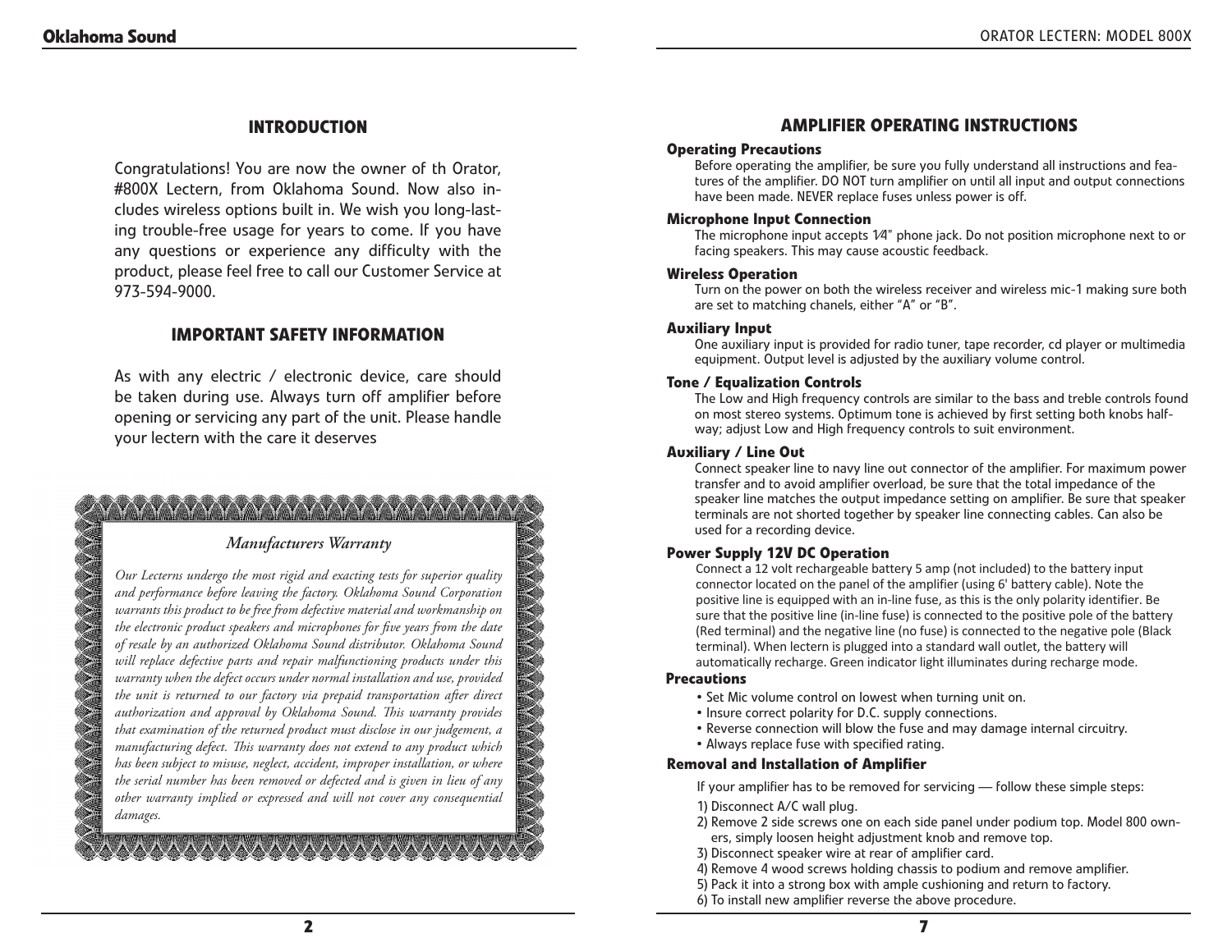## INTRODUCTION

Congratulations! You are now the owner of th Orator, #800X Lectern, from Oklahoma Sound. Now also includes wireless options built in. We wish you long-lasting trouble-free usage for years to come. If you have any questions or experience any difficulty with the product, please feel free to call our Customer Service at 973-594-9000.

## IMPORTANT SAFETY INFORMATION

As with any electric / electronic device, care should be taken during use. Always turn off amplifier before opening or servicing any part of the unit. Please handle your lectern with the care it deserves

*Manufacturers Warranty*

*Our Lecterns undergo the most rigid and exacting tests for superior quality and performance before leaving the factory. Oklahoma Sound Corporation warrants this product to be free from defective material and workmanship on the electronic product speakers and microphones for five years from the date of resale by an authorized Oklahoma Sound distributor. Oklahoma Sound will replace defective parts and repair malfunctioning products under this warranty when the defect occurs under normal installation and use, provided the unit is returned to our factory via prepaid transportation after direct authorization and approval by Oklahoma Sound. This warranty provides that examination of the returned product must disclose in our judgement, a manufacturing defect. This warranty does not extend to any product which has been subject to misuse, neglect, accident, improper installation, or where the serial number has been removed or defected and is given in lieu of any other warranty implied or expressed and will not cover any consequential damages.*

## AMPLIFIER OPERATING INSTRUCTIONS

### Operating Precautions

Before operating the amplifier, be sure you fully understand all instructions and features of the amplifier. DO NOT turn amplifier on until all input and output connections have been made. NEVER replace fuses unless power is off.

### Microphone Input Connection

The microphone input accepts 1/4" phone jack. Do not position microphone next to or facing speakers. This may cause acoustic feedback.

### Wireless Operation

Turn on the power on both the wireless receiver and wireless mic-1 making sure both are set to matching chanels, either “A” or “B”.

### Auxiliary Input

One auxiliary input is provided for radio tuner, tape recorder, cd player or multimedia equipment. Output level is adjusted by the auxiliary volume control.

### Tone / Equalization Controls

The Low and High frequency controls are similar to the bass and treble controls found on most stereo systems. Optimum tone is achieved by first setting both knobs halfway; adjust Low and High frequency controls to suit environment.

### Auxiliary / Line Out

Connect speaker line to navy line out connector of the amplifier. For maximum power transfer and to avoid amplifier overload, be sure that the total impedance of the speaker line matches the output impedance setting on amplifier. Be sure that speaker terminals are not shorted together by speaker line connecting cables. Can also be used for a recording device.

### Power Supply 12V DC Operation

Connect a 12 volt rechargeable battery 5 amp (not included) to the battery input connector located on the panel of the amplifier (using 6' battery cable). Note the positive line is equipped with an in-line fuse, as this is the only polarity identifier. Be sure that the positive line (in-line fuse) is connected to the positive pole of the battery (Red terminal) and the negative line (no fuse) is connected to the negative pole (Black terminal). When lectern is plugged into a standard wall outlet, the battery will automatically recharge. Green indicator light illuminates during recharge mode.

### Precautions

- Set Mic volume control on lowest when turning unit on.
- Insure correct polarity for D.C. supply connections.
- Reverse connection will blow the fuse and may damage internal circuitry.
- Always replace fuse with specified rating.

### Removal and Installation of Amplifier

If your amplifier has to be removed for servicing — follow these simple steps:

1) Disconnect A/C wall plug.
2) Remove 2 side screws one on each side panel under podium top. Model 800 owners, simply loosen height adjustment knob and remove top.
3) Disconnect speaker wire at rear of amplifier card.
4) Remove 4 wood screws holding chassis to podium and remove amplifier.
5) Pack it into a strong box with ample cushioning and return to factory.
6) To install new amplifier reverse the above procedure.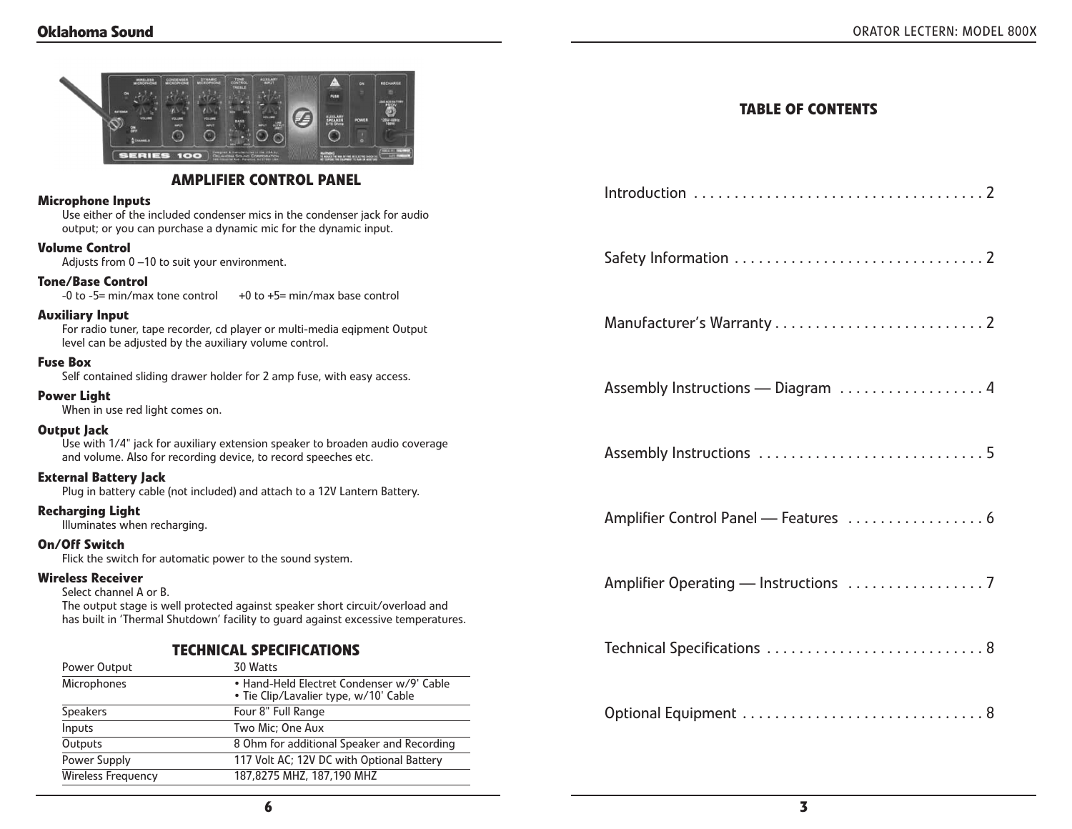## AMPLIFIER CONTROL PANEL

**Microphone Inputs**
Use either of the included condenser mics in the condenser jack for audio output; or you can purchase a dynamic mic for the dynamic input.

**Volume Control**
Adjusts from 0 –10 to suit your environment.

**Tone/Base Control**
-0 to -5= min/max tone control    +0 to +5= min/max base control

**Auxiliary Input**
For radio tuner, tape recorder, cd player or multi-media eqipment Output level can be adjusted by the auxiliary volume control.

**Fuse Box**
Self contained sliding drawer holder for 2 amp fuse, with easy access.

**Power Light**
When in use red light comes on.

**Output Jack**
Use with 1/4" jack for auxiliary extension speaker to broaden audio coverage and volume. Also for recording device, to record speeches etc.

**External Battery Jack**
Plug in battery cable (not included) and attach to a 12V Lantern Battery.

**Recharging Light**
Illuminates when recharging.

**On/Off Switch**
Flick the switch for automatic power to the sound system.

**Wireless Receiver**
Select channel A or B.
The output stage is well protected against speaker short circuit/overload and has built in 'Thermal Shutdown' facility to guard against excessive temperatures.

## TECHNICAL SPECIFICATIONS

| | |
|---|---|
| Power Output | 30 Watts |
| Microphones | • Hand-Held Electret Condenser w/9' Cable<br>• Tie Clip/Lavalier type, w/10' Cable |
| Speakers | Four 8" Full Range |
| Inputs | Two Mic; One Aux |
| Outputs | 8 Ohm for additional Speaker and Recording |
| Power Supply | 117 Volt AC; 12V DC with Optional Battery |
| Wireless Frequency | 187,8275 MHZ, 187,190 MHZ |

## TABLE OF CONTENTS

Introduction . . . . . . . . . . . . . . . . . . . . . . . . . . . . . . . . . . . . 2

Safety Information . . . . . . . . . . . . . . . . . . . . . . . . . . . . . . . 2

Manufacturer's Warranty . . . . . . . . . . . . . . . . . . . . . . . . . . 2

Assembly Instructions — Diagram . . . . . . . . . . . . . . . . . . 4

Assembly Instructions . . . . . . . . . . . . . . . . . . . . . . . . . . . . 5

Amplifier Control Panel — Features . . . . . . . . . . . . . . . . . 6

Amplifier Operating — Instructions . . . . . . . . . . . . . . . . . 7

Technical Specifications . . . . . . . . . . . . . . . . . . . . . . . . . . . 8

Optional Equipment . . . . . . . . . . . . . . . . . . . . . . . . . . . . . . 8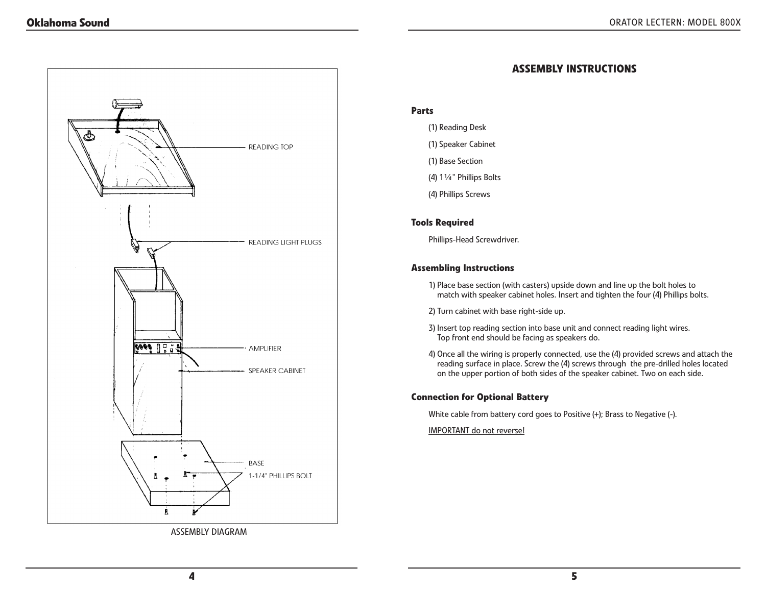READING TOP

READING LIGHT PLUGS

AMPLIFIER

SPEAKER CABINET

BASE

1-1/4" PHILLIPS BOLT

ASSEMBLY DIAGRAM

## ASSEMBLY INSTRUCTIONS

### Parts

(1) Reading Desk

(1) Speaker Cabinet

(1) Base Section

(4) 1¼" Phillips Bolts

(4) Phillips Screws

### Tools Required

Phillips-Head Screwdriver.

### Assembling Instructions

1) Place base section (with casters) upside down and line up the bolt holes to match with speaker cabinet holes. Insert and tighten the four (4) Phillips bolts.

2) Turn cabinet with base right-side up.

3) Insert top reading section into base unit and connect reading light wires. Top front end should be facing as speakers do.

4) Once all the wiring is properly connected, use the (4) provided screws and attach the reading surface in place. Screw the (4) screws through the pre-drilled holes located on the upper portion of both sides of the speaker cabinet. Two on each side.

### Connection for Optional Battery

White cable from battery cord goes to Positive (+); Brass to Negative (-).

IMPORTANT do not reverse!